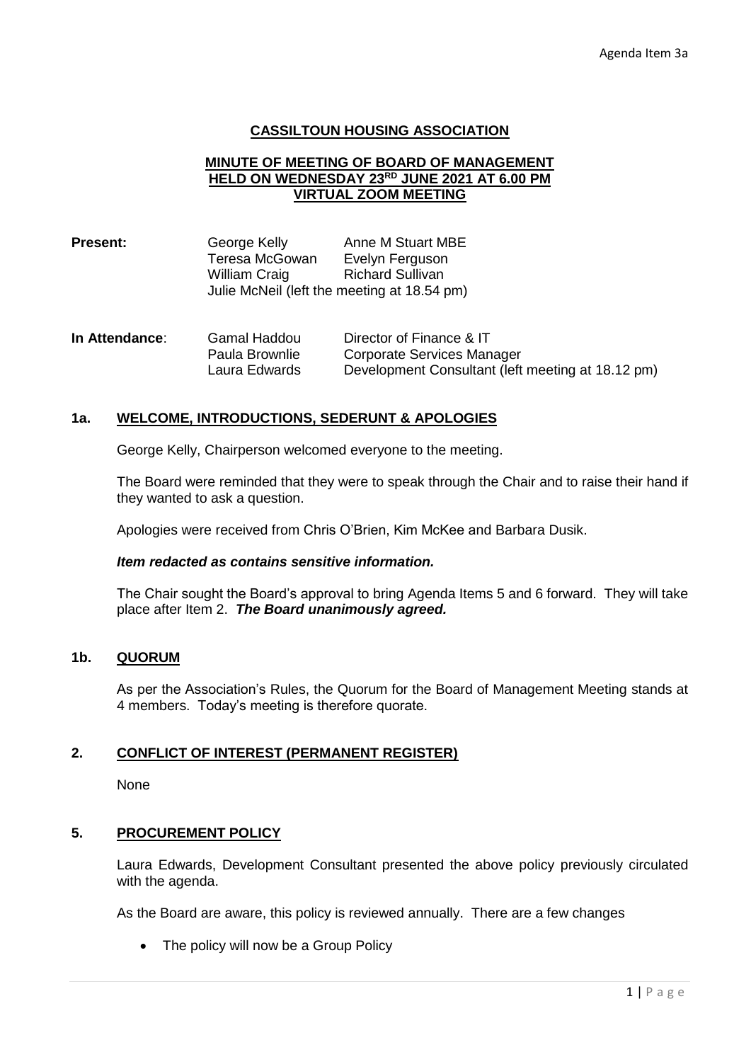Agenda Item 3a

# CASSILTOUN HOUSING ASSOCIATION

## MINUTE OF MEETING OF BOARD OF MANAGEMENT HELD ON WEDNESDAY 23RD JUNE 2021 AT 6.00 PM VIRTUAL ZOOM MEETING

| **Present:** | George Kelly | Anne M Stuart MBE |
|---|---|---|
| | Teresa McGowan | Evelyn Ferguson |
| | William Craig | Richard Sullivan |
| | Julie McNeil (left the meeting at 18.54 pm) | |

| **In Attendance**: | Gamal Haddou | Director of Finance & IT |
|---|---|---|
| | Paula Brownlie | Corporate Services Manager |
| | Laura Edwards | Development Consultant (left meeting at 18.12 pm) |

### 1a. WELCOME, INTRODUCTIONS, SEDERUNT & APOLOGIES

George Kelly, Chairperson welcomed everyone to the meeting.

The Board were reminded that they were to speak through the Chair and to raise their hand if they wanted to ask a question.

Apologies were received from Chris O'Brien, Kim McKee and Barbara Dusik.

***Item redacted as contains sensitive information.***

The Chair sought the Board's approval to bring Agenda Items 5 and 6 forward. They will take place after Item 2. ***The Board unanimously agreed.***

### 1b. QUORUM

As per the Association's Rules, the Quorum for the Board of Management Meeting stands at 4 members. Today's meeting is therefore quorate.

### 2. CONFLICT OF INTEREST (PERMANENT REGISTER)

None

### 5. PROCUREMENT POLICY

Laura Edwards, Development Consultant presented the above policy previously circulated with the agenda.

As the Board are aware, this policy is reviewed annually. There are a few changes

- The policy will now be a Group Policy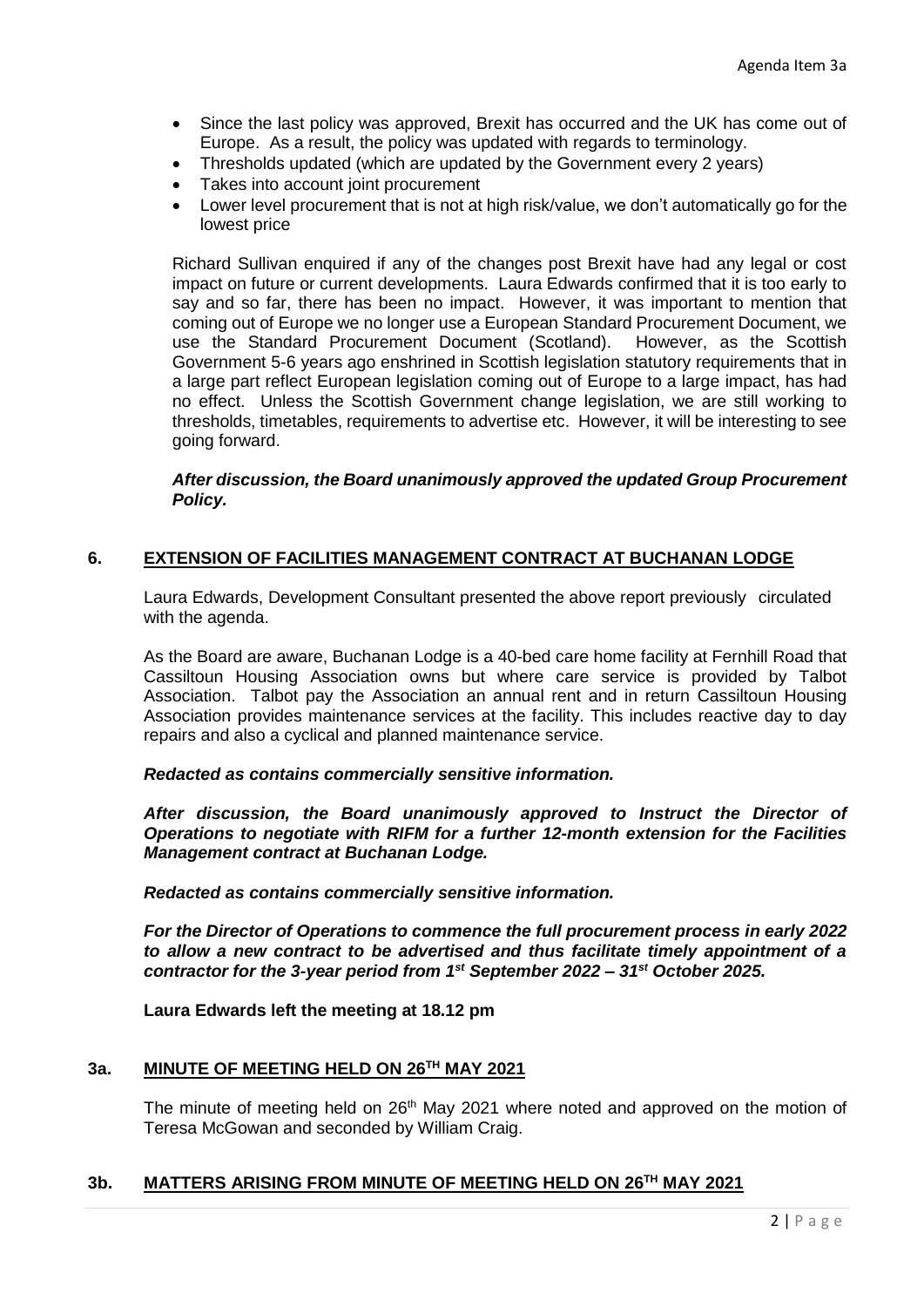- Since the last policy was approved, Brexit has occurred and the UK has come out of Europe. As a result, the policy was updated with regards to terminology.
- Thresholds updated (which are updated by the Government every 2 years)
- Takes into account joint procurement
- Lower level procurement that is not at high risk/value, we don't automatically go for the lowest price

Richard Sullivan enquired if any of the changes post Brexit have had any legal or cost impact on future or current developments. Laura Edwards confirmed that it is too early to say and so far, there has been no impact. However, it was important to mention that coming out of Europe we no longer use a European Standard Procurement Document, we use the Standard Procurement Document (Scotland). However, as the Scottish Government 5-6 years ago enshrined in Scottish legislation statutory requirements that in a large part reflect European legislation coming out of Europe to a large impact, has had no effect. Unless the Scottish Government change legislation, we are still working to thresholds, timetables, requirements to advertise etc. However, it will be interesting to see going forward.

***After discussion, the Board unanimously approved the updated Group Procurement Policy.***

## 6. EXTENSION OF FACILITIES MANAGEMENT CONTRACT AT BUCHANAN LODGE

Laura Edwards, Development Consultant presented the above report previously circulated with the agenda.

As the Board are aware, Buchanan Lodge is a 40-bed care home facility at Fernhill Road that Cassiltoun Housing Association owns but where care service is provided by Talbot Association. Talbot pay the Association an annual rent and in return Cassiltoun Housing Association provides maintenance services at the facility. This includes reactive day to day repairs and also a cyclical and planned maintenance service.

***Redacted as contains commercially sensitive information.***

***After discussion, the Board unanimously approved to Instruct the Director of Operations to negotiate with RIFM for a further 12-month extension for the Facilities Management contract at Buchanan Lodge.***

***Redacted as contains commercially sensitive information.***

***For the Director of Operations to commence the full procurement process in early 2022 to allow a new contract to be advertised and thus facilitate timely appointment of a contractor for the 3-year period from 1st September 2022 – 31st October 2025.***

**Laura Edwards left the meeting at 18.12 pm**

## 3a. MINUTE OF MEETING HELD ON 26TH MAY 2021

The minute of meeting held on 26th May 2021 where noted and approved on the motion of Teresa McGowan and seconded by William Craig.

## 3b. MATTERS ARISING FROM MINUTE OF MEETING HELD ON 26TH MAY 2021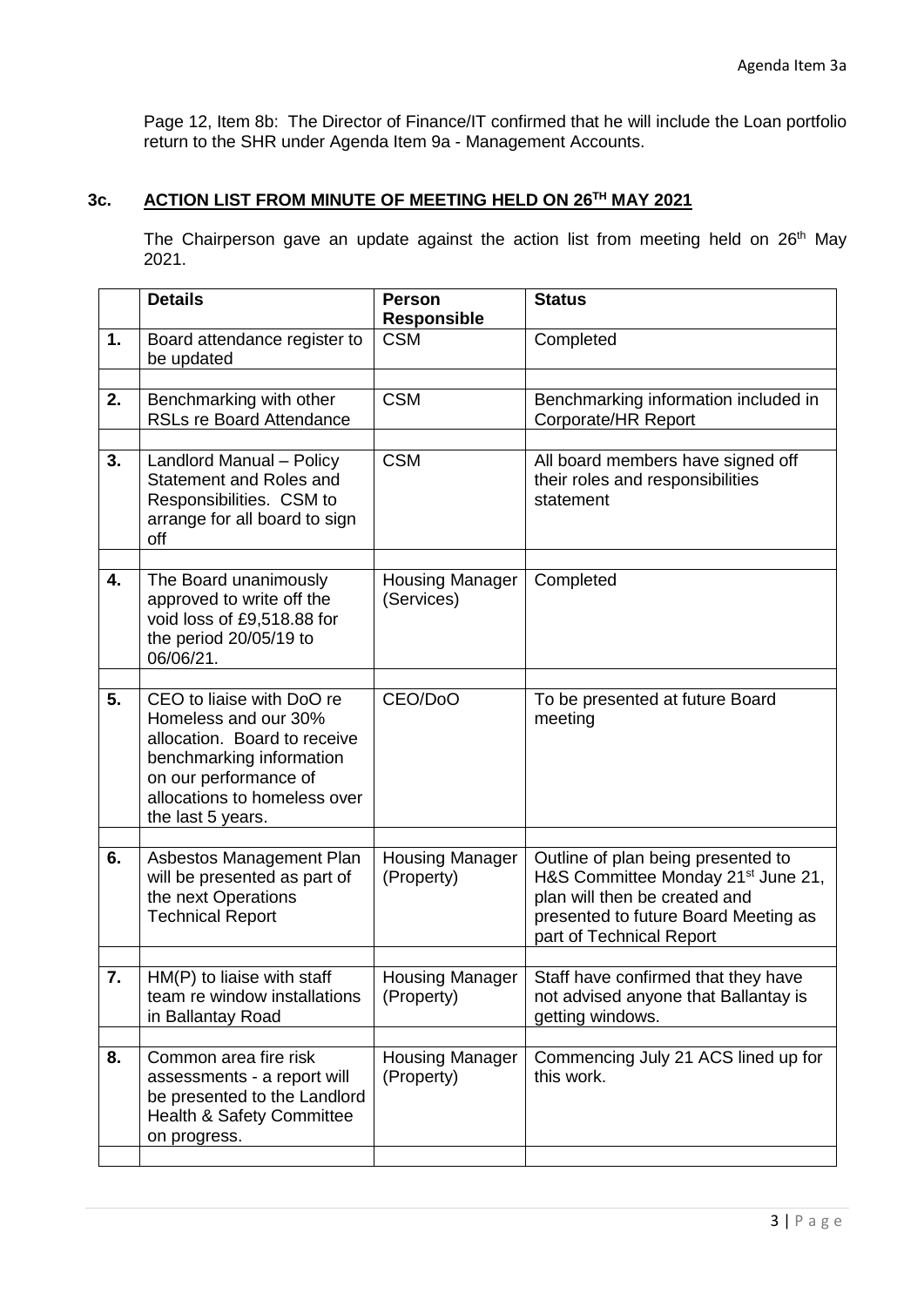Page 12, Item 8b: The Director of Finance/IT confirmed that he will include the Loan portfolio return to the SHR under Agenda Item 9a - Management Accounts.

## 3c. ACTION LIST FROM MINUTE OF MEETING HELD ON 26TH MAY 2021

The Chairperson gave an update against the action list from meeting held on 26th May 2021.

| | Details | Person Responsible | Status |
|---|---|---|---|
| **1.** | Board attendance register to be updated | CSM | Completed |
| | | | |
| **2.** | Benchmarking with other RSLs re Board Attendance | CSM | Benchmarking information included in Corporate/HR Report |
| | | | |
| **3.** | Landlord Manual – Policy Statement and Roles and Responsibilities. CSM to arrange for all board to sign off | CSM | All board members have signed off their roles and responsibilities statement |
| | | | |
| **4.** | The Board unanimously approved to write off the void loss of £9,518.88 for the period 20/05/19 to 06/06/21. | Housing Manager (Services) | Completed |
| | | | |
| **5.** | CEO to liaise with DoO re Homeless and our 30% allocation. Board to receive benchmarking information on our performance of allocations to homeless over the last 5 years. | CEO/DoO | To be presented at future Board meeting |
| | | | |
| **6.** | Asbestos Management Plan will be presented as part of the next Operations Technical Report | Housing Manager (Property) | Outline of plan being presented to H&S Committee Monday 21st June 21, plan will then be created and presented to future Board Meeting as part of Technical Report |
| | | | |
| **7.** | HM(P) to liaise with staff team re window installations in Ballantay Road | Housing Manager (Property) | Staff have confirmed that they have not advised anyone that Ballantay is getting windows. |
| | | | |
| **8.** | Common area fire risk assessments - a report will be presented to the Landlord Health & Safety Committee on progress. | Housing Manager (Property) | Commencing July 21 ACS lined up for this work. |
| | | | |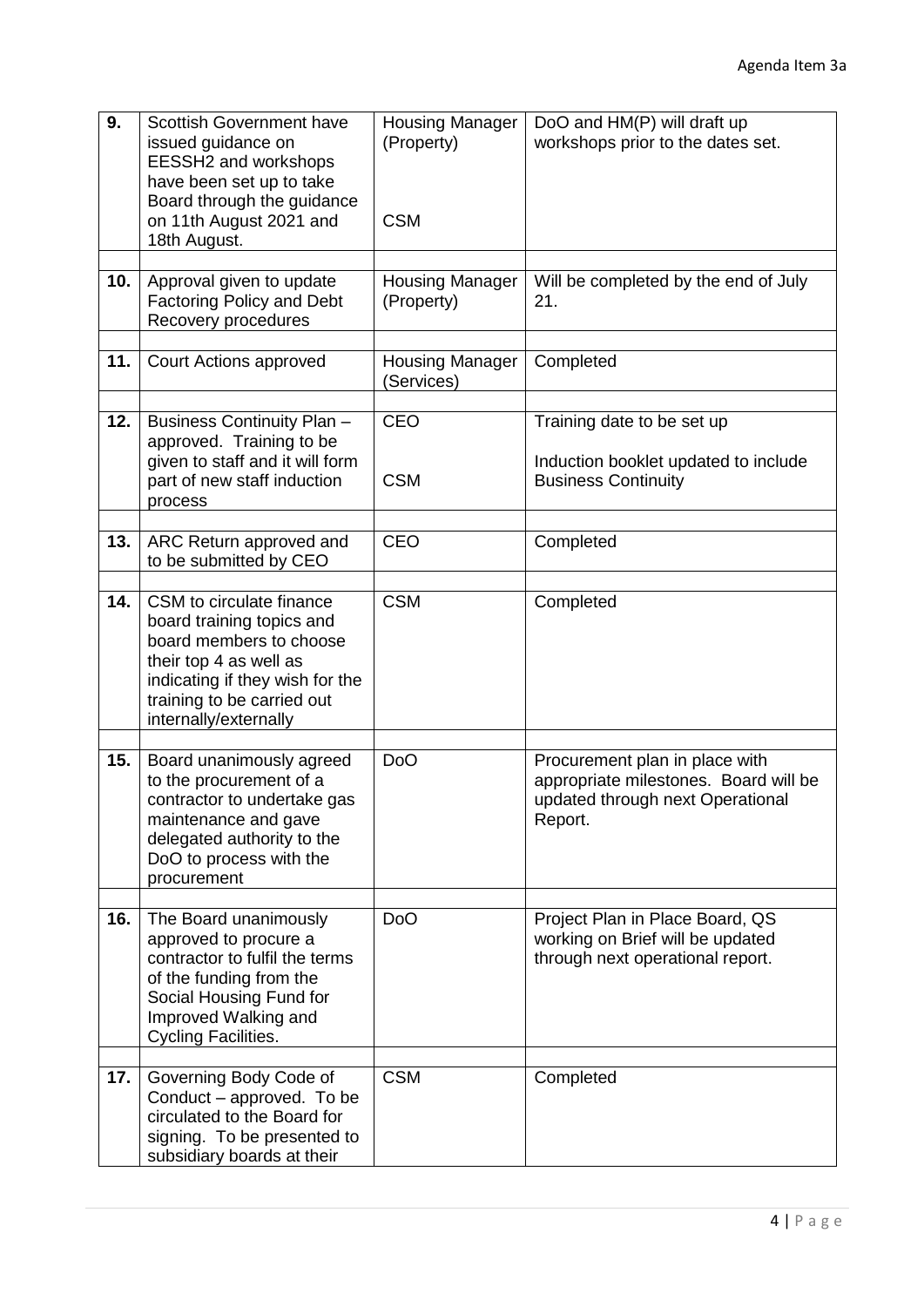| | | | |
|---|---|---|---|
| **9.** | Scottish Government have issued guidance on EESSH2 and workshops have been set up to take Board through the guidance on 11th August 2021 and 18th August. | Housing Manager (Property)<br><br>CSM | DoO and HM(P) will draft up workshops prior to the dates set. |
| **10.** | Approval given to update Factoring Policy and Debt Recovery procedures | Housing Manager (Property) | Will be completed by the end of July 21. |
| **11.** | Court Actions approved | Housing Manager (Services) | Completed |
| **12.** | Business Continuity Plan – approved. Training to be given to staff and it will form part of new staff induction process | CEO<br><br>CSM | Training date to be set up<br><br>Induction booklet updated to include Business Continuity |
| **13.** | ARC Return approved and to be submitted by CEO | CEO | Completed |
| **14.** | CSM to circulate finance board training topics and board members to choose their top 4 as well as indicating if they wish for the training to be carried out internally/externally | CSM | Completed |
| **15.** | Board unanimously agreed to the procurement of a contractor to undertake gas maintenance and gave delegated authority to the DoO to process with the procurement | DoO | Procurement plan in place with appropriate milestones. Board will be updated through next Operational Report. |
| **16.** | The Board unanimously approved to procure a contractor to fulfil the terms of the funding from the Social Housing Fund for Improved Walking and Cycling Facilities. | DoO | Project Plan in Place Board, QS working on Brief will be updated through next operational report. |
| **17.** | Governing Body Code of Conduct – approved. To be circulated to the Board for signing. To be presented to subsidiary boards at their | CSM | Completed |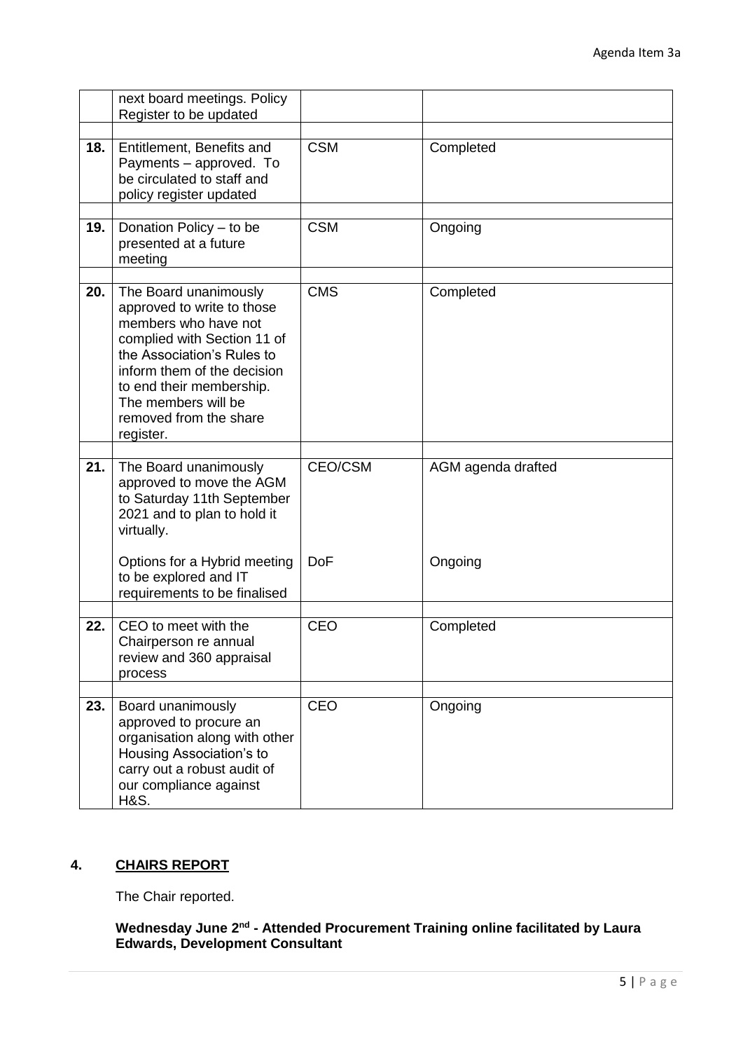| | next board meetings. Policy Register to be updated | | |
|---|---|---|---|
| **18.** | Entitlement, Benefits and Payments – approved. To be circulated to staff and policy register updated | CSM | Completed |
| **19.** | Donation Policy – to be presented at a future meeting | CSM | Ongoing |
| **20.** | The Board unanimously approved to write to those members who have not complied with Section 11 of the Association's Rules to inform them of the decision to end their membership. The members will be removed from the share register. | CMS | Completed |
| **21.** | The Board unanimously approved to move the AGM to Saturday 11th September 2021 and to plan to hold it virtually. | CEO/CSM | AGM agenda drafted |
| | Options for a Hybrid meeting to be explored and IT requirements to be finalised | DoF | Ongoing |
| **22.** | CEO to meet with the Chairperson re annual review and 360 appraisal process | CEO | Completed |
| **23.** | Board unanimously approved to procure an organisation along with other Housing Association's to carry out a robust audit of our compliance against H&S. | CEO | Ongoing |

## 4. CHAIRS REPORT

The Chair reported.

**Wednesday June 2nd - Attended Procurement Training online facilitated by Laura Edwards, Development Consultant**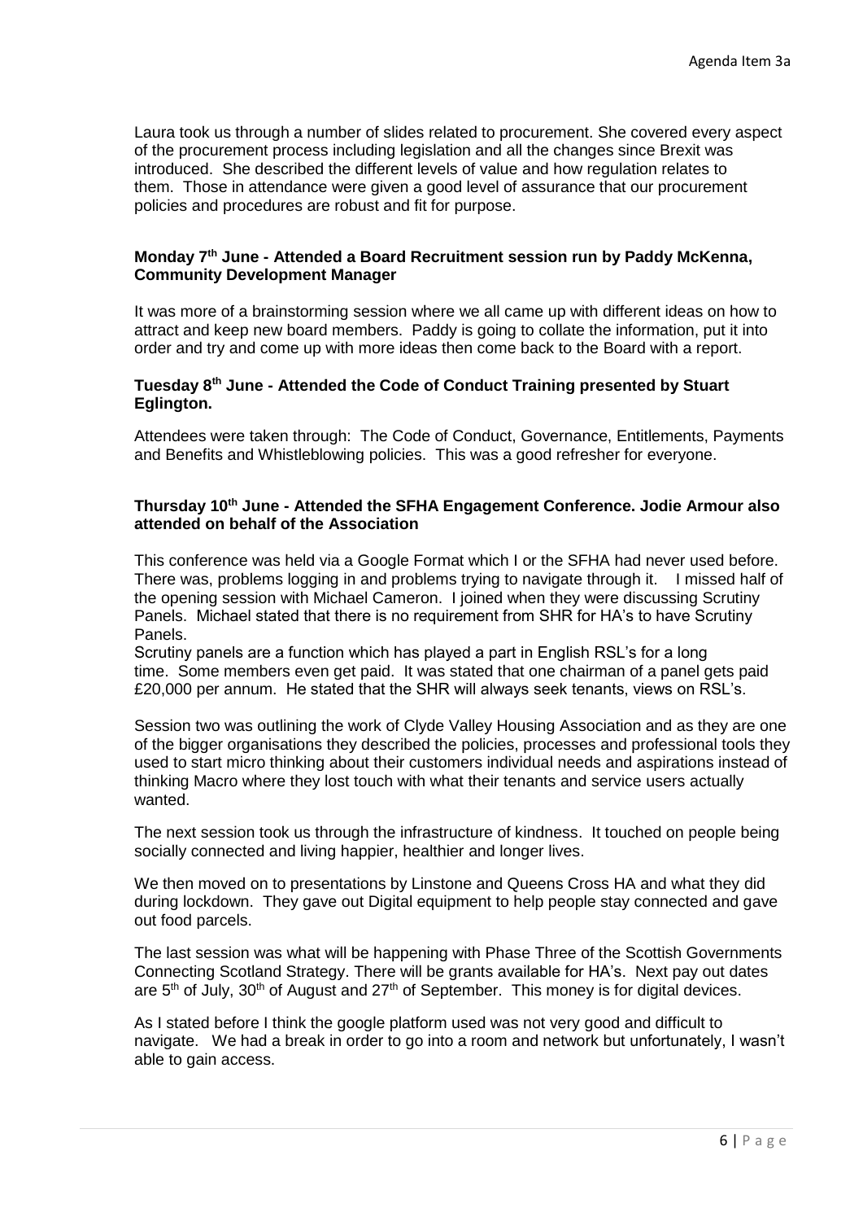Laura took us through a number of slides related to procurement. She covered every aspect of the procurement process including legislation and all the changes since Brexit was introduced. She described the different levels of value and how regulation relates to them. Those in attendance were given a good level of assurance that our procurement policies and procedures are robust and fit for purpose.

**Monday 7th June - Attended a Board Recruitment session run by Paddy McKenna, Community Development Manager**

It was more of a brainstorming session where we all came up with different ideas on how to attract and keep new board members. Paddy is going to collate the information, put it into order and try and come up with more ideas then come back to the Board with a report.

**Tuesday 8th June - Attended the Code of Conduct Training presented by Stuart Eglington.**

Attendees were taken through: The Code of Conduct, Governance, Entitlements, Payments and Benefits and Whistleblowing policies. This was a good refresher for everyone.

**Thursday 10th June - Attended the SFHA Engagement Conference. Jodie Armour also attended on behalf of the Association**

This conference was held via a Google Format which I or the SFHA had never used before. There was, problems logging in and problems trying to navigate through it. I missed half of the opening session with Michael Cameron. I joined when they were discussing Scrutiny Panels. Michael stated that there is no requirement from SHR for HA's to have Scrutiny Panels.
Scrutiny panels are a function which has played a part in English RSL's for a long time. Some members even get paid. It was stated that one chairman of a panel gets paid £20,000 per annum. He stated that the SHR will always seek tenants, views on RSL's.

Session two was outlining the work of Clyde Valley Housing Association and as they are one of the bigger organisations they described the policies, processes and professional tools they used to start micro thinking about their customers individual needs and aspirations instead of thinking Macro where they lost touch with what their tenants and service users actually wanted.

The next session took us through the infrastructure of kindness. It touched on people being socially connected and living happier, healthier and longer lives.

We then moved on to presentations by Linstone and Queens Cross HA and what they did during lockdown. They gave out Digital equipment to help people stay connected and gave out food parcels.

The last session was what will be happening with Phase Three of the Scottish Governments Connecting Scotland Strategy. There will be grants available for HA's. Next pay out dates are 5th of July, 30th of August and 27th of September. This money is for digital devices.

As I stated before I think the google platform used was not very good and difficult to navigate. We had a break in order to go into a room and network but unfortunately, I wasn't able to gain access.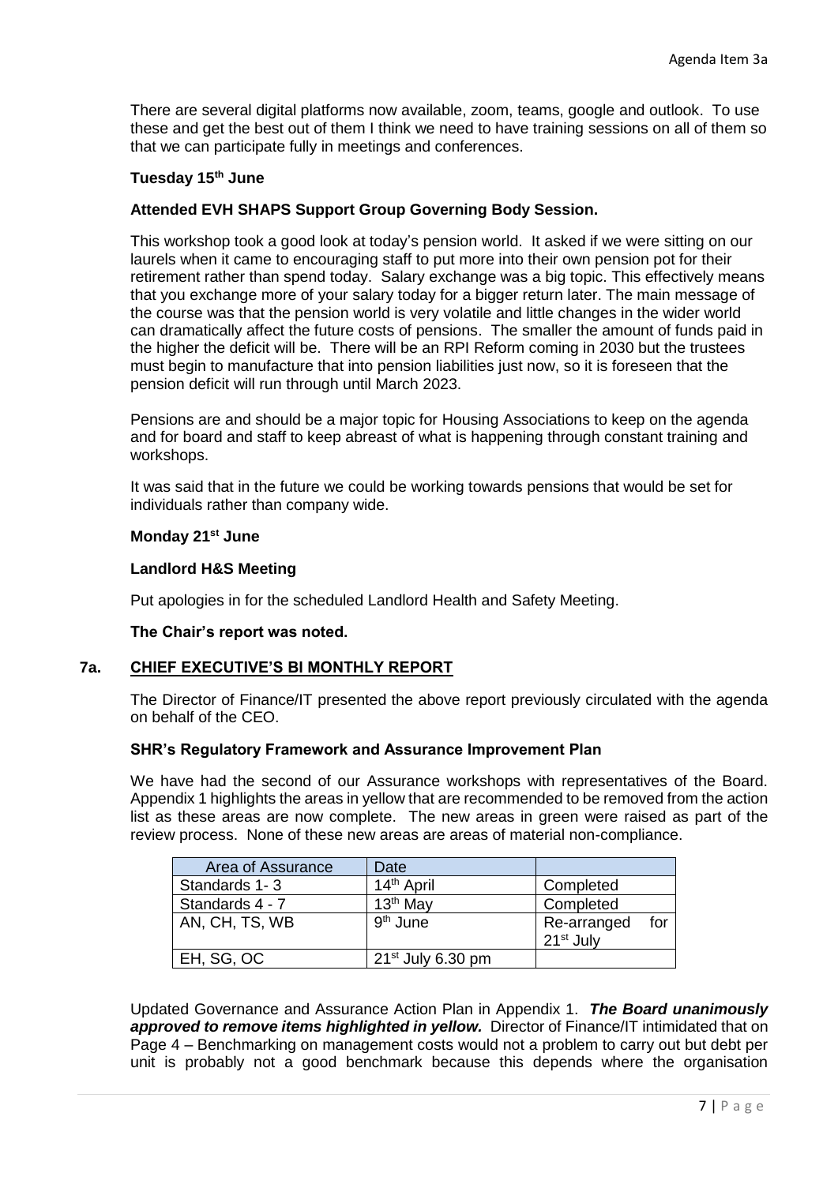There are several digital platforms now available, zoom, teams, google and outlook. To use these and get the best out of them I think we need to have training sessions on all of them so that we can participate fully in meetings and conferences.

**Tuesday 15th June**

**Attended EVH SHAPS Support Group Governing Body Session.**

This workshop took a good look at today's pension world. It asked if we were sitting on our laurels when it came to encouraging staff to put more into their own pension pot for their retirement rather than spend today. Salary exchange was a big topic. This effectively means that you exchange more of your salary today for a bigger return later. The main message of the course was that the pension world is very volatile and little changes in the wider world can dramatically affect the future costs of pensions. The smaller the amount of funds paid in the higher the deficit will be. There will be an RPI Reform coming in 2030 but the trustees must begin to manufacture that into pension liabilities just now, so it is foreseen that the pension deficit will run through until March 2023.

Pensions are and should be a major topic for Housing Associations to keep on the agenda and for board and staff to keep abreast of what is happening through constant training and workshops.

It was said that in the future we could be working towards pensions that would be set for individuals rather than company wide.

**Monday 21st June**

**Landlord H&S Meeting**

Put apologies in for the scheduled Landlord Health and Safety Meeting.

**The Chair's report was noted.**

## 7a. CHIEF EXECUTIVE'S BI MONTHLY REPORT

The Director of Finance/IT presented the above report previously circulated with the agenda on behalf of the CEO.

**SHR's Regulatory Framework and Assurance Improvement Plan**

We have had the second of our Assurance workshops with representatives of the Board. Appendix 1 highlights the areas in yellow that are recommended to be removed from the action list as these areas are now complete. The new areas in green were raised as part of the review process. None of these new areas are areas of material non-compliance.

| Area of Assurance | Date | |
|---|---|---|
| Standards 1- 3 | 14th April | Completed |
| Standards 4 - 7 | 13th May | Completed |
| AN, CH, TS, WB | 9th June | Re-arranged for 21st July |
| EH, SG, OC | 21st July 6.30 pm | |

Updated Governance and Assurance Action Plan in Appendix 1. ***The Board unanimously approved to remove items highlighted in yellow.*** Director of Finance/IT intimidated that on Page 4 – Benchmarking on management costs would not a problem to carry out but debt per unit is probably not a good benchmark because this depends where the organisation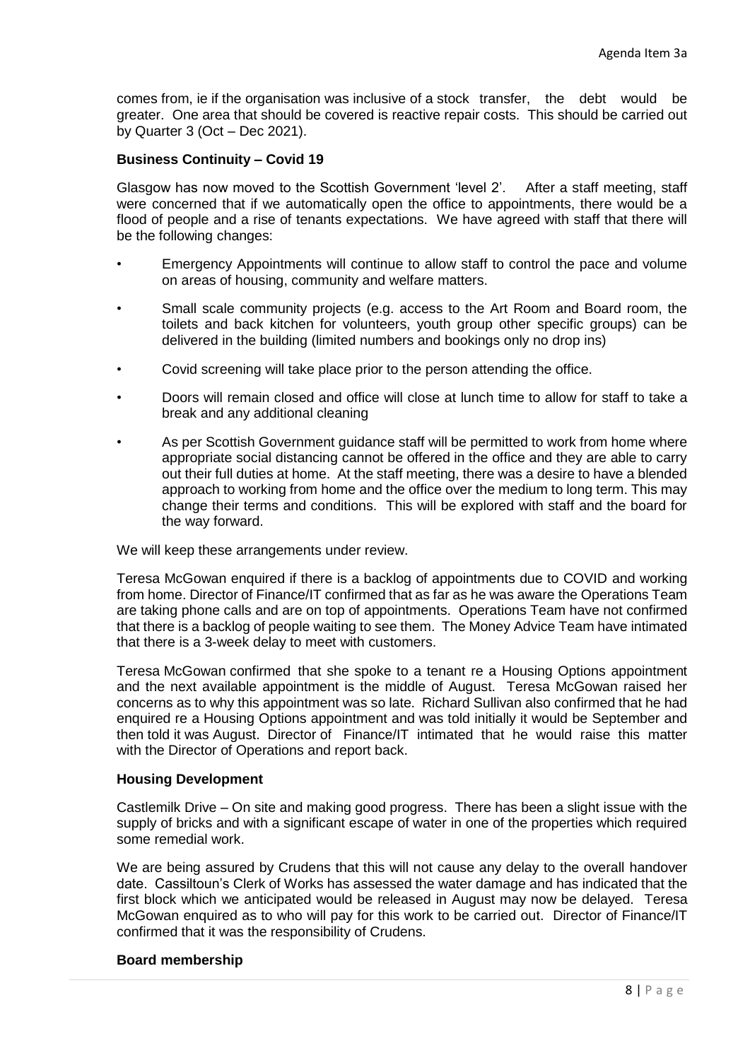comes from, ie if the organisation was inclusive of a stock transfer, the debt would be greater. One area that should be covered is reactive repair costs. This should be carried out by Quarter 3 (Oct – Dec 2021).

**Business Continuity – Covid 19**

Glasgow has now moved to the Scottish Government 'level 2'. After a staff meeting, staff were concerned that if we automatically open the office to appointments, there would be a flood of people and a rise of tenants expectations. We have agreed with staff that there will be the following changes:

- Emergency Appointments will continue to allow staff to control the pace and volume on areas of housing, community and welfare matters.
- Small scale community projects (e.g. access to the Art Room and Board room, the toilets and back kitchen for volunteers, youth group other specific groups) can be delivered in the building (limited numbers and bookings only no drop ins)
- Covid screening will take place prior to the person attending the office.
- Doors will remain closed and office will close at lunch time to allow for staff to take a break and any additional cleaning
- As per Scottish Government guidance staff will be permitted to work from home where appropriate social distancing cannot be offered in the office and they are able to carry out their full duties at home. At the staff meeting, there was a desire to have a blended approach to working from home and the office over the medium to long term. This may change their terms and conditions. This will be explored with staff and the board for the way forward.

We will keep these arrangements under review.

Teresa McGowan enquired if there is a backlog of appointments due to COVID and working from home. Director of Finance/IT confirmed that as far as he was aware the Operations Team are taking phone calls and are on top of appointments. Operations Team have not confirmed that there is a backlog of people waiting to see them. The Money Advice Team have intimated that there is a 3-week delay to meet with customers.

Teresa McGowan confirmed that she spoke to a tenant re a Housing Options appointment and the next available appointment is the middle of August. Teresa McGowan raised her concerns as to why this appointment was so late. Richard Sullivan also confirmed that he had enquired re a Housing Options appointment and was told initially it would be September and then told it was August. Director of Finance/IT intimated that he would raise this matter with the Director of Operations and report back.

**Housing Development**

Castlemilk Drive – On site and making good progress. There has been a slight issue with the supply of bricks and with a significant escape of water in one of the properties which required some remedial work.

We are being assured by Crudens that this will not cause any delay to the overall handover date. Cassiltoun's Clerk of Works has assessed the water damage and has indicated that the first block which we anticipated would be released in August may now be delayed. Teresa McGowan enquired as to who will pay for this work to be carried out. Director of Finance/IT confirmed that it was the responsibility of Crudens.

**Board membership**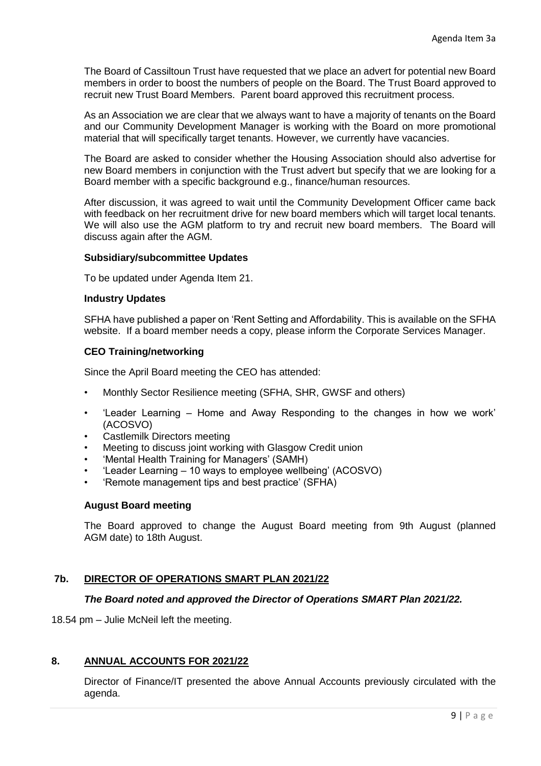The Board of Cassiltoun Trust have requested that we place an advert for potential new Board members in order to boost the numbers of people on the Board. The Trust Board approved to recruit new Trust Board Members. Parent board approved this recruitment process.

As an Association we are clear that we always want to have a majority of tenants on the Board and our Community Development Manager is working with the Board on more promotional material that will specifically target tenants. However, we currently have vacancies.

The Board are asked to consider whether the Housing Association should also advertise for new Board members in conjunction with the Trust advert but specify that we are looking for a Board member with a specific background e.g., finance/human resources.

After discussion, it was agreed to wait until the Community Development Officer came back with feedback on her recruitment drive for new board members which will target local tenants. We will also use the AGM platform to try and recruit new board members. The Board will discuss again after the AGM.

**Subsidiary/subcommittee Updates**

To be updated under Agenda Item 21.

**Industry Updates**

SFHA have published a paper on 'Rent Setting and Affordability. This is available on the SFHA website. If a board member needs a copy, please inform the Corporate Services Manager.

**CEO Training/networking**

Since the April Board meeting the CEO has attended:

- Monthly Sector Resilience meeting (SFHA, SHR, GWSF and others)
- 'Leader Learning – Home and Away Responding to the changes in how we work' (ACOSVO)
- Castlemilk Directors meeting
- Meeting to discuss joint working with Glasgow Credit union
- 'Mental Health Training for Managers' (SAMH)
- 'Leader Learning – 10 ways to employee wellbeing' (ACOSVO)
- 'Remote management tips and best practice' (SFHA)

**August Board meeting**

The Board approved to change the August Board meeting from 9th August (planned AGM date) to 18th August.

## 7b. DIRECTOR OF OPERATIONS SMART PLAN 2021/22

***The Board noted and approved the Director of Operations SMART Plan 2021/22.***

18.54 pm – Julie McNeil left the meeting.

## 8. ANNUAL ACCOUNTS FOR 2021/22

Director of Finance/IT presented the above Annual Accounts previously circulated with the agenda.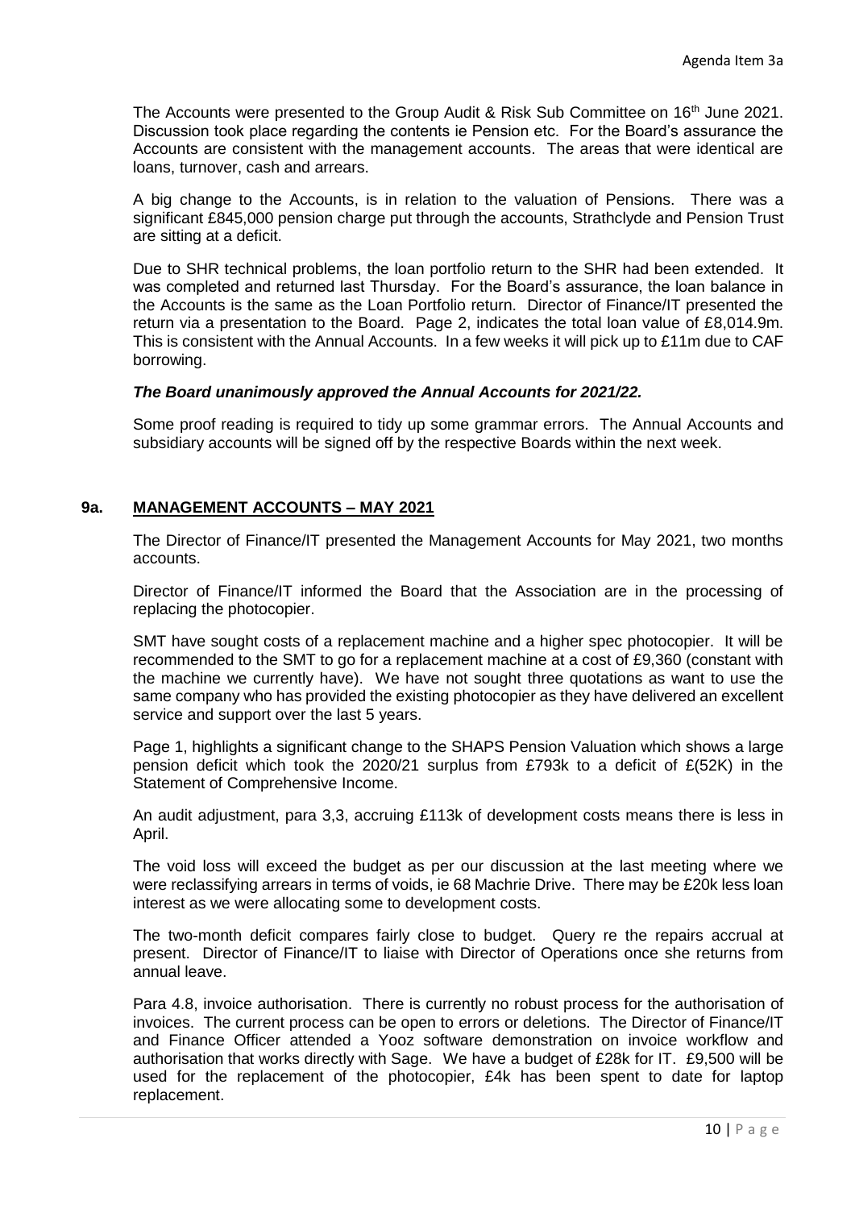The Accounts were presented to the Group Audit & Risk Sub Committee on 16th June 2021. Discussion took place regarding the contents ie Pension etc. For the Board's assurance the Accounts are consistent with the management accounts. The areas that were identical are loans, turnover, cash and arrears.

A big change to the Accounts, is in relation to the valuation of Pensions. There was a significant £845,000 pension charge put through the accounts, Strathclyde and Pension Trust are sitting at a deficit.

Due to SHR technical problems, the loan portfolio return to the SHR had been extended. It was completed and returned last Thursday. For the Board's assurance, the loan balance in the Accounts is the same as the Loan Portfolio return. Director of Finance/IT presented the return via a presentation to the Board. Page 2, indicates the total loan value of £8,014.9m. This is consistent with the Annual Accounts. In a few weeks it will pick up to £11m due to CAF borrowing.

***The Board unanimously approved the Annual Accounts for 2021/22.***

Some proof reading is required to tidy up some grammar errors. The Annual Accounts and subsidiary accounts will be signed off by the respective Boards within the next week.

## 9a. MANAGEMENT ACCOUNTS – MAY 2021

The Director of Finance/IT presented the Management Accounts for May 2021, two months accounts.

Director of Finance/IT informed the Board that the Association are in the processing of replacing the photocopier.

SMT have sought costs of a replacement machine and a higher spec photocopier. It will be recommended to the SMT to go for a replacement machine at a cost of £9,360 (constant with the machine we currently have). We have not sought three quotations as want to use the same company who has provided the existing photocopier as they have delivered an excellent service and support over the last 5 years.

Page 1, highlights a significant change to the SHAPS Pension Valuation which shows a large pension deficit which took the 2020/21 surplus from £793k to a deficit of £(52K) in the Statement of Comprehensive Income.

An audit adjustment, para 3,3, accruing £113k of development costs means there is less in April.

The void loss will exceed the budget as per our discussion at the last meeting where we were reclassifying arrears in terms of voids, ie 68 Machrie Drive. There may be £20k less loan interest as we were allocating some to development costs.

The two-month deficit compares fairly close to budget. Query re the repairs accrual at present. Director of Finance/IT to liaise with Director of Operations once she returns from annual leave.

Para 4.8, invoice authorisation. There is currently no robust process for the authorisation of invoices. The current process can be open to errors or deletions. The Director of Finance/IT and Finance Officer attended a Yooz software demonstration on invoice workflow and authorisation that works directly with Sage. We have a budget of £28k for IT. £9,500 will be used for the replacement of the photocopier, £4k has been spent to date for laptop replacement.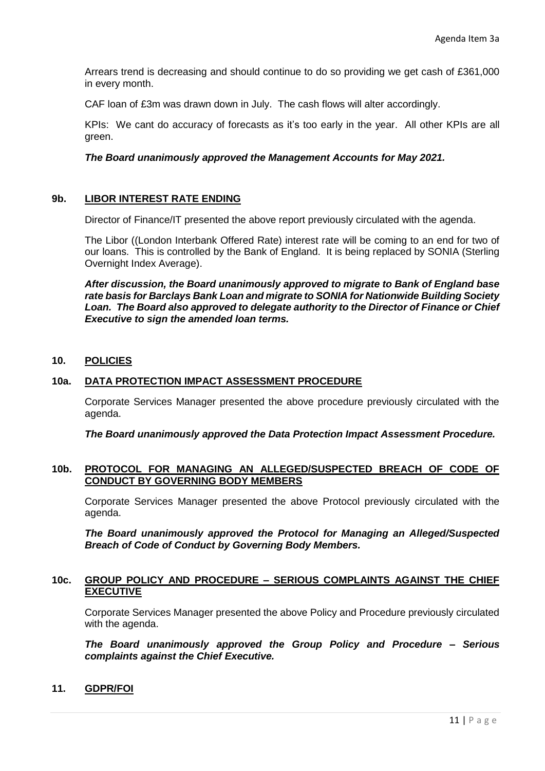Arrears trend is decreasing and should continue to do so providing we get cash of £361,000 in every month.

CAF loan of £3m was drawn down in July. The cash flows will alter accordingly.

KPIs: We cant do accuracy of forecasts as it's too early in the year. All other KPIs are all green.

***The Board unanimously approved the Management Accounts for May 2021.***

## 9b. LIBOR INTEREST RATE ENDING

Director of Finance/IT presented the above report previously circulated with the agenda.

The Libor ((London Interbank Offered Rate) interest rate will be coming to an end for two of our loans. This is controlled by the Bank of England. It is being replaced by SONIA (Sterling Overnight Index Average).

***After discussion, the Board unanimously approved to migrate to Bank of England base rate basis for Barclays Bank Loan and migrate to SONIA for Nationwide Building Society Loan. The Board also approved to delegate authority to the Director of Finance or Chief Executive to sign the amended loan terms.***

## 10. POLICIES

## 10a. DATA PROTECTION IMPACT ASSESSMENT PROCEDURE

Corporate Services Manager presented the above procedure previously circulated with the agenda.

***The Board unanimously approved the Data Protection Impact Assessment Procedure.***

## 10b. PROTOCOL FOR MANAGING AN ALLEGED/SUSPECTED BREACH OF CODE OF CONDUCT BY GOVERNING BODY MEMBERS

Corporate Services Manager presented the above Protocol previously circulated with the agenda.

***The Board unanimously approved the Protocol for Managing an Alleged/Suspected Breach of Code of Conduct by Governing Body Members.***

## 10c. GROUP POLICY AND PROCEDURE – SERIOUS COMPLAINTS AGAINST THE CHIEF EXECUTIVE

Corporate Services Manager presented the above Policy and Procedure previously circulated with the agenda.

***The Board unanimously approved the Group Policy and Procedure – Serious complaints against the Chief Executive.***

## 11. GDPR/FOI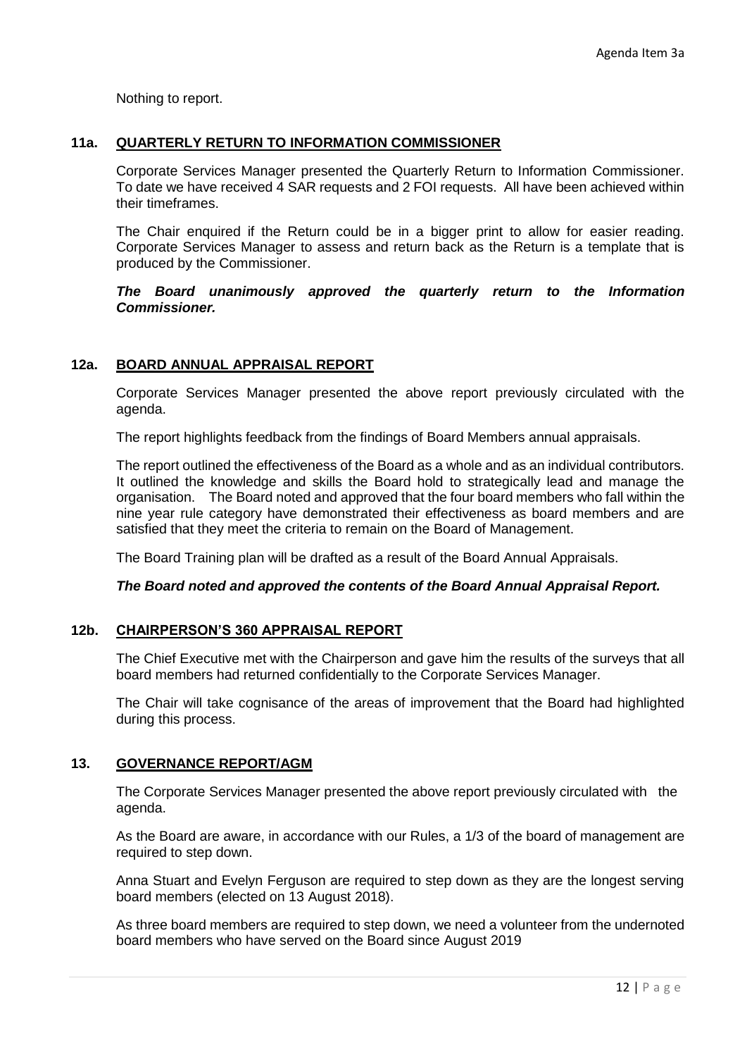Nothing to report.

### 11a. QUARTERLY RETURN TO INFORMATION COMMISSIONER

Corporate Services Manager presented the Quarterly Return to Information Commissioner. To date we have received 4 SAR requests and 2 FOI requests. All have been achieved within their timeframes.

The Chair enquired if the Return could be in a bigger print to allow for easier reading. Corporate Services Manager to assess and return back as the Return is a template that is produced by the Commissioner.

***The Board unanimously approved the quarterly return to the Information Commissioner.***

### 12a. BOARD ANNUAL APPRAISAL REPORT

Corporate Services Manager presented the above report previously circulated with the agenda.

The report highlights feedback from the findings of Board Members annual appraisals.

The report outlined the effectiveness of the Board as a whole and as an individual contributors. It outlined the knowledge and skills the Board hold to strategically lead and manage the organisation. The Board noted and approved that the four board members who fall within the nine year rule category have demonstrated their effectiveness as board members and are satisfied that they meet the criteria to remain on the Board of Management.

The Board Training plan will be drafted as a result of the Board Annual Appraisals.

***The Board noted and approved the contents of the Board Annual Appraisal Report.***

### 12b. CHAIRPERSON'S 360 APPRAISAL REPORT

The Chief Executive met with the Chairperson and gave him the results of the surveys that all board members had returned confidentially to the Corporate Services Manager.

The Chair will take cognisance of the areas of improvement that the Board had highlighted during this process.

### 13. GOVERNANCE REPORT/AGM

The Corporate Services Manager presented the above report previously circulated with the agenda.

As the Board are aware, in accordance with our Rules, a 1/3 of the board of management are required to step down.

Anna Stuart and Evelyn Ferguson are required to step down as they are the longest serving board members (elected on 13 August 2018).

As three board members are required to step down, we need a volunteer from the undernoted board members who have served on the Board since August 2019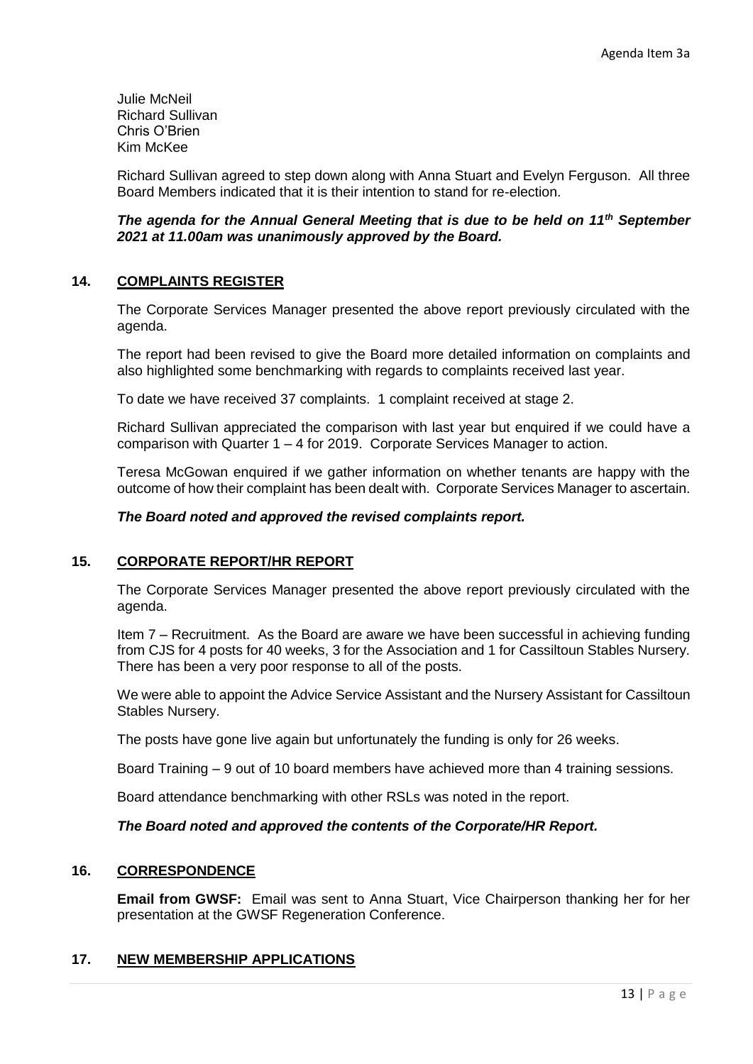Julie McNeil
Richard Sullivan
Chris O'Brien
Kim McKee

Richard Sullivan agreed to step down along with Anna Stuart and Evelyn Ferguson. All three Board Members indicated that it is their intention to stand for re-election.

***The agenda for the Annual General Meeting that is due to be held on 11th September 2021 at 11.00am was unanimously approved by the Board.***

## 14. COMPLAINTS REGISTER

The Corporate Services Manager presented the above report previously circulated with the agenda.

The report had been revised to give the Board more detailed information on complaints and also highlighted some benchmarking with regards to complaints received last year.

To date we have received 37 complaints. 1 complaint received at stage 2.

Richard Sullivan appreciated the comparison with last year but enquired if we could have a comparison with Quarter 1 – 4 for 2019. Corporate Services Manager to action.

Teresa McGowan enquired if we gather information on whether tenants are happy with the outcome of how their complaint has been dealt with. Corporate Services Manager to ascertain.

***The Board noted and approved the revised complaints report.***

## 15. CORPORATE REPORT/HR REPORT

The Corporate Services Manager presented the above report previously circulated with the agenda.

Item 7 – Recruitment. As the Board are aware we have been successful in achieving funding from CJS for 4 posts for 40 weeks, 3 for the Association and 1 for Cassiltoun Stables Nursery. There has been a very poor response to all of the posts.

We were able to appoint the Advice Service Assistant and the Nursery Assistant for Cassiltoun Stables Nursery.

The posts have gone live again but unfortunately the funding is only for 26 weeks.

Board Training – 9 out of 10 board members have achieved more than 4 training sessions.

Board attendance benchmarking with other RSLs was noted in the report.

***The Board noted and approved the contents of the Corporate/HR Report.***

## 16. CORRESPONDENCE

**Email from GWSF:** Email was sent to Anna Stuart, Vice Chairperson thanking her for her presentation at the GWSF Regeneration Conference.

## 17. NEW MEMBERSHIP APPLICATIONS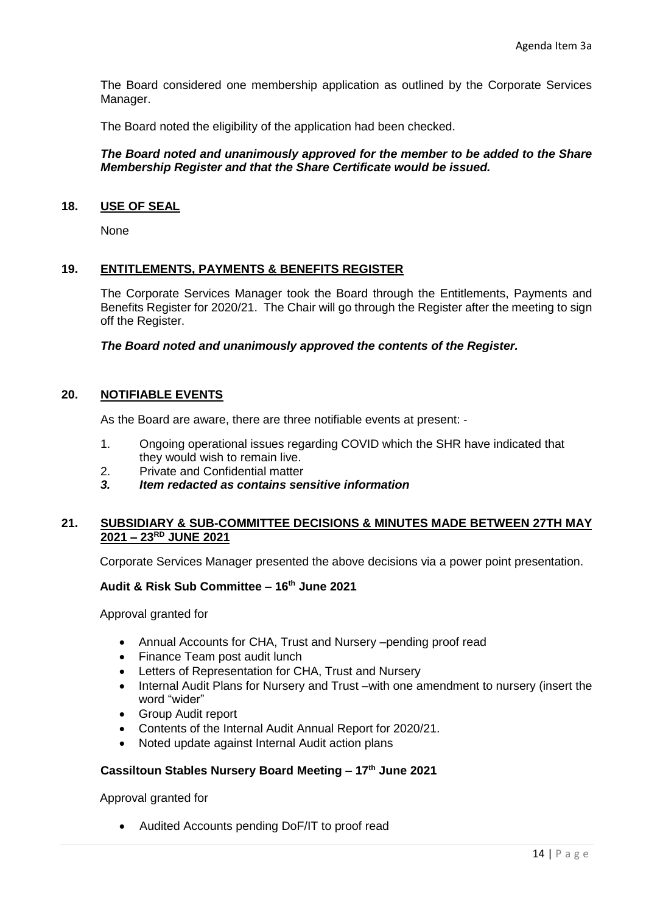The Board considered one membership application as outlined by the Corporate Services Manager.

The Board noted the eligibility of the application had been checked.

***The Board noted and unanimously approved for the member to be added to the Share Membership Register and that the Share Certificate would be issued.***

## 18. USE OF SEAL

None

## 19. ENTITLEMENTS, PAYMENTS & BENEFITS REGISTER

The Corporate Services Manager took the Board through the Entitlements, Payments and Benefits Register for 2020/21. The Chair will go through the Register after the meeting to sign off the Register.

***The Board noted and unanimously approved the contents of the Register.***

## 20. NOTIFIABLE EVENTS

As the Board are aware, there are three notifiable events at present: -

1. Ongoing operational issues regarding COVID which the SHR have indicated that they would wish to remain live.
2. Private and Confidential matter
3. ***Item redacted as contains sensitive information***

## 21. SUBSIDIARY & SUB-COMMITTEE DECISIONS & MINUTES MADE BETWEEN 27TH MAY 2021 – 23RD JUNE 2021

Corporate Services Manager presented the above decisions via a power point presentation.

**Audit & Risk Sub Committee – 16th June 2021**

Approval granted for

- Annual Accounts for CHA, Trust and Nursery –pending proof read
- Finance Team post audit lunch
- Letters of Representation for CHA, Trust and Nursery
- Internal Audit Plans for Nursery and Trust –with one amendment to nursery (insert the word "wider"
- Group Audit report
- Contents of the Internal Audit Annual Report for 2020/21.
- Noted update against Internal Audit action plans

**Cassiltoun Stables Nursery Board Meeting – 17th June 2021**

Approval granted for

- Audited Accounts pending DoF/IT to proof read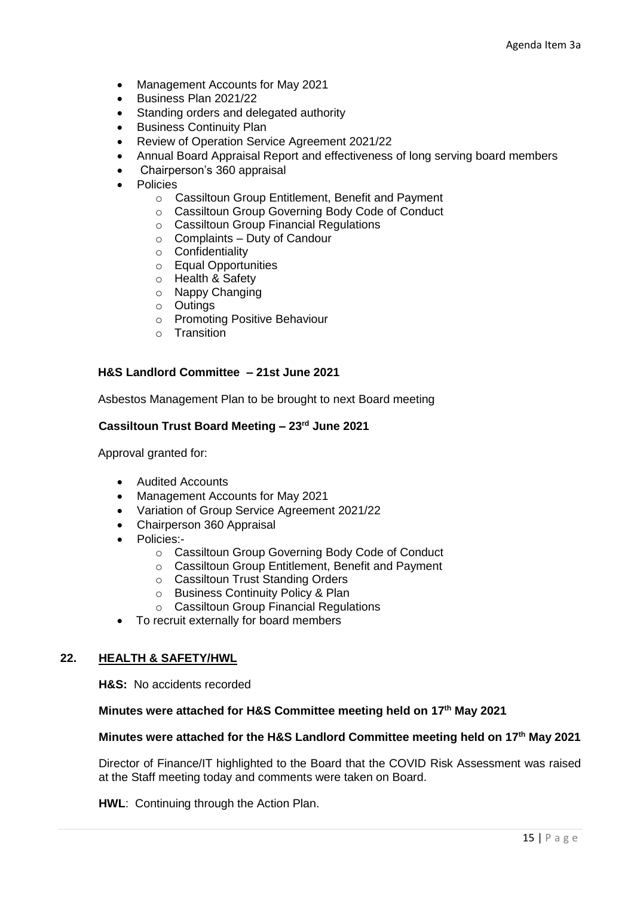- Management Accounts for May 2021
- Business Plan 2021/22
- Standing orders and delegated authority
- Business Continuity Plan
- Review of Operation Service Agreement 2021/22
- Annual Board Appraisal Report and effectiveness of long serving board members
- Chairperson's 360 appraisal
- Policies
  - Cassiltoun Group Entitlement, Benefit and Payment
  - Cassiltoun Group Governing Body Code of Conduct
  - Cassiltoun Group Financial Regulations
  - Complaints – Duty of Candour
  - Confidentiality
  - Equal Opportunities
  - Health & Safety
  - Nappy Changing
  - Outings
  - Promoting Positive Behaviour
  - Transition

**H&S Landlord Committee – 21st June 2021**

Asbestos Management Plan to be brought to next Board meeting

**Cassiltoun Trust Board Meeting – 23rd June 2021**

Approval granted for:

- Audited Accounts
- Management Accounts for May 2021
- Variation of Group Service Agreement 2021/22
- Chairperson 360 Appraisal
- Policies:-
  - Cassiltoun Group Governing Body Code of Conduct
  - Cassiltoun Group Entitlement, Benefit and Payment
  - Cassiltoun Trust Standing Orders
  - Business Continuity Policy & Plan
  - Cassiltoun Group Financial Regulations
- To recruit externally for board members

**22. HEALTH & SAFETY/HWL**

**H&S:** No accidents recorded

**Minutes were attached for H&S Committee meeting held on 17th May 2021**

**Minutes were attached for the H&S Landlord Committee meeting held on 17th May 2021**

Director of Finance/IT highlighted to the Board that the COVID Risk Assessment was raised at the Staff meeting today and comments were taken on Board.

**HWL**: Continuing through the Action Plan.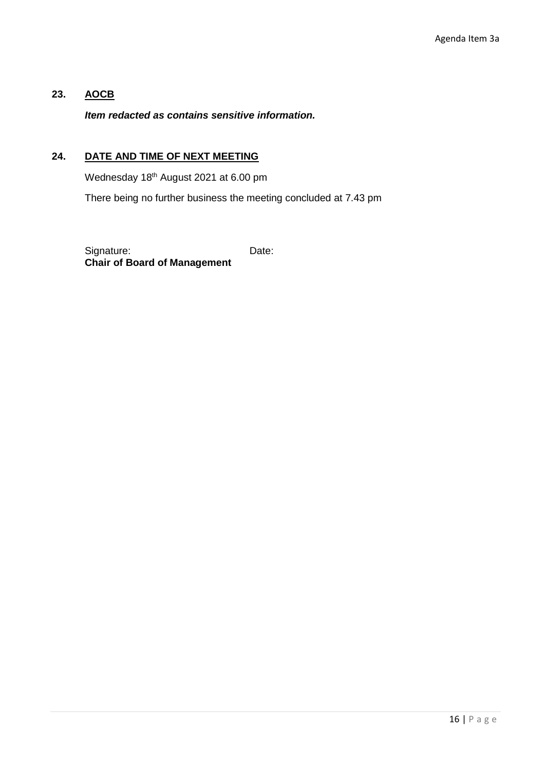## 23. AOCB

***Item redacted as contains sensitive information.***

## 24. DATE AND TIME OF NEXT MEETING

Wednesday 18th August 2021 at 6.00 pm

There being no further business the meeting concluded at 7.43 pm

Signature: Date:
**Chair of Board of Management**